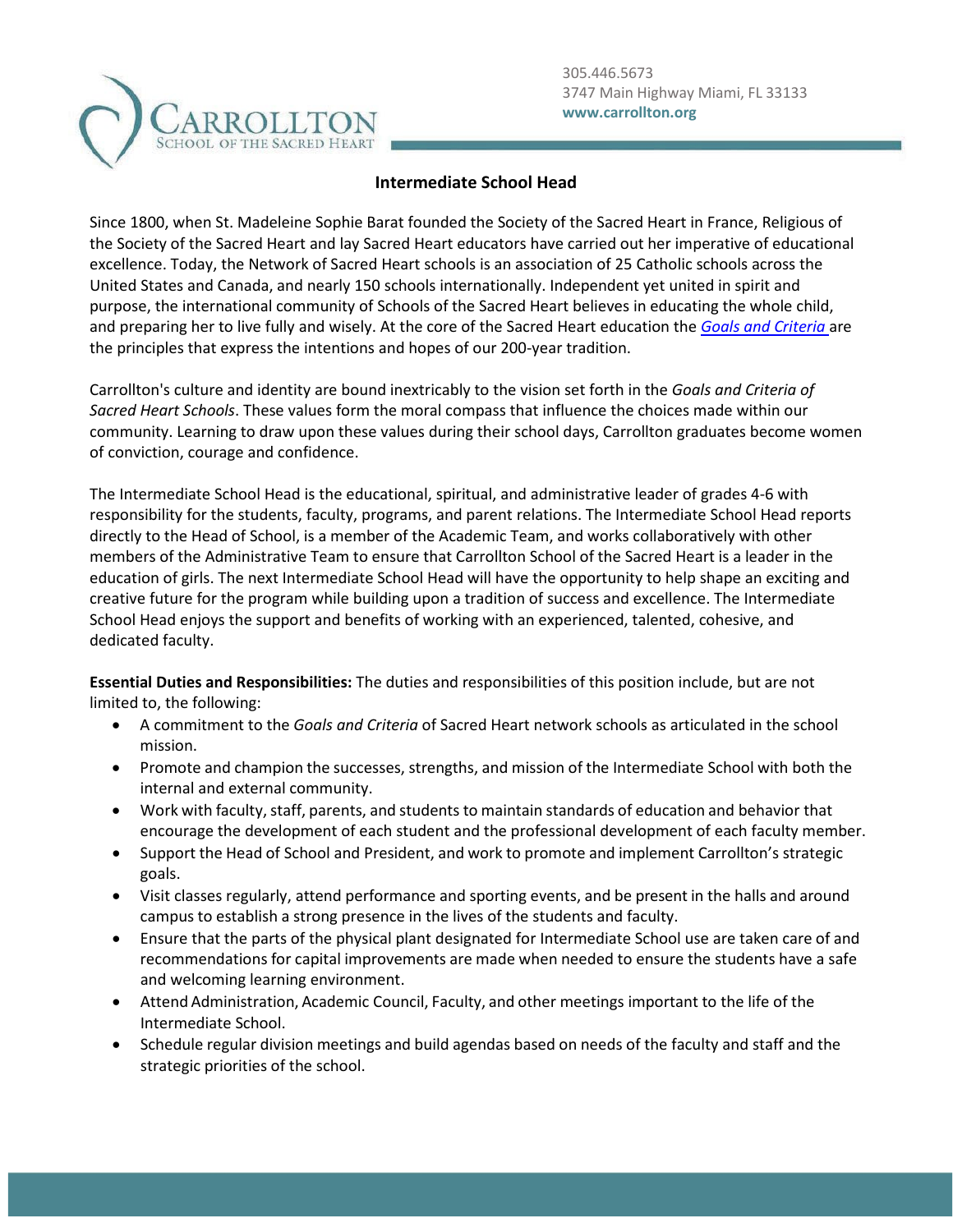305.446.5673
3747 Main Highway Miami, FL 33133
**www.carrollton.org**

# Intermediate School Head

Since 1800, when St. Madeleine Sophie Barat founded the Society of the Sacred Heart in France, Religious of the Society of the Sacred Heart and lay Sacred Heart educators have carried out her imperative of educational excellence. Today, the Network of Sacred Heart schools is an association of 25 Catholic schools across the United States and Canada, and nearly 150 schools internationally. Independent yet united in spirit and purpose, the international community of Schools of the Sacred Heart believes in educating the whole child, and preparing her to live fully and wisely. At the core of the Sacred Heart education the *Goals and Criteria* are the principles that express the intentions and hopes of our 200-year tradition.

Carrollton's culture and identity are bound inextricably to the vision set forth in the *Goals and Criteria of Sacred Heart Schools*. These values form the moral compass that influence the choices made within our community. Learning to draw upon these values during their school days, Carrollton graduates become women of conviction, courage and confidence.

The Intermediate School Head is the educational, spiritual, and administrative leader of grades 4-6 with responsibility for the students, faculty, programs, and parent relations. The Intermediate School Head reports directly to the Head of School, is a member of the Academic Team, and works collaboratively with other members of the Administrative Team to ensure that Carrollton School of the Sacred Heart is a leader in the education of girls. The next Intermediate School Head will have the opportunity to help shape an exciting and creative future for the program while building upon a tradition of success and excellence. The Intermediate School Head enjoys the support and benefits of working with an experienced, talented, cohesive, and dedicated faculty.

**Essential Duties and Responsibilities:** The duties and responsibilities of this position include, but are not limited to, the following:

- A commitment to the *Goals and Criteria* of Sacred Heart network schools as articulated in the school mission.
- Promote and champion the successes, strengths, and mission of the Intermediate School with both the internal and external community.
- Work with faculty, staff, parents, and students to maintain standards of education and behavior that encourage the development of each student and the professional development of each faculty member.
- Support the Head of School and President, and work to promote and implement Carrollton's strategic goals.
- Visit classes regularly, attend performance and sporting events, and be present in the halls and around campus to establish a strong presence in the lives of the students and faculty.
- Ensure that the parts of the physical plant designated for Intermediate School use are taken care of and recommendations for capital improvements are made when needed to ensure the students have a safe and welcoming learning environment.
- Attend Administration, Academic Council, Faculty, and other meetings important to the life of the Intermediate School.
- Schedule regular division meetings and build agendas based on needs of the faculty and staff and the strategic priorities of the school.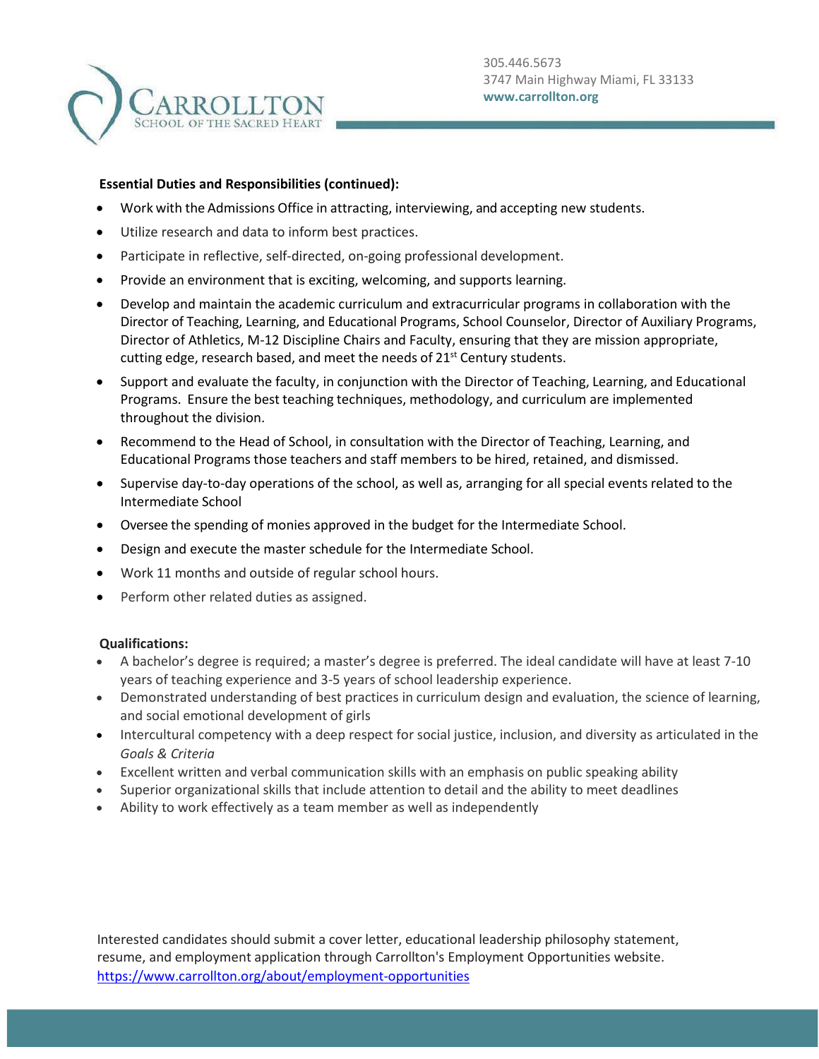**Essential Duties and Responsibilities (continued):**

- Work with the Admissions Office in attracting, interviewing, and accepting new students.
- Utilize research and data to inform best practices.
- Participate in reflective, self-directed, on-going professional development.
- Provide an environment that is exciting, welcoming, and supports learning.
- Develop and maintain the academic curriculum and extracurricular programs in collaboration with the Director of Teaching, Learning, and Educational Programs, School Counselor, Director of Auxiliary Programs, Director of Athletics, M-12 Discipline Chairs and Faculty, ensuring that they are mission appropriate, cutting edge, research based, and meet the needs of 21st Century students.
- Support and evaluate the faculty, in conjunction with the Director of Teaching, Learning, and Educational Programs. Ensure the best teaching techniques, methodology, and curriculum are implemented throughout the division.
- Recommend to the Head of School, in consultation with the Director of Teaching, Learning, and Educational Programs those teachers and staff members to be hired, retained, and dismissed.
- Supervise day-to-day operations of the school, as well as, arranging for all special events related to the Intermediate School
- Oversee the spending of monies approved in the budget for the Intermediate School.
- Design and execute the master schedule for the Intermediate School.
- Work 11 months and outside of regular school hours.
- Perform other related duties as assigned.

**Qualifications:**

- A bachelor's degree is required; a master's degree is preferred. The ideal candidate will have at least 7-10 years of teaching experience and 3-5 years of school leadership experience.
- Demonstrated understanding of best practices in curriculum design and evaluation, the science of learning, and social emotional development of girls
- Intercultural competency with a deep respect for social justice, inclusion, and diversity as articulated in the *Goals & Criteria*
- Excellent written and verbal communication skills with an emphasis on public speaking ability
- Superior organizational skills that include attention to detail and the ability to meet deadlines
- Ability to work effectively as a team member as well as independently

Interested candidates should submit a cover letter, educational leadership philosophy statement, resume, and employment application through Carrollton's Employment Opportunities website. https://www.carrollton.org/about/employment-opportunities